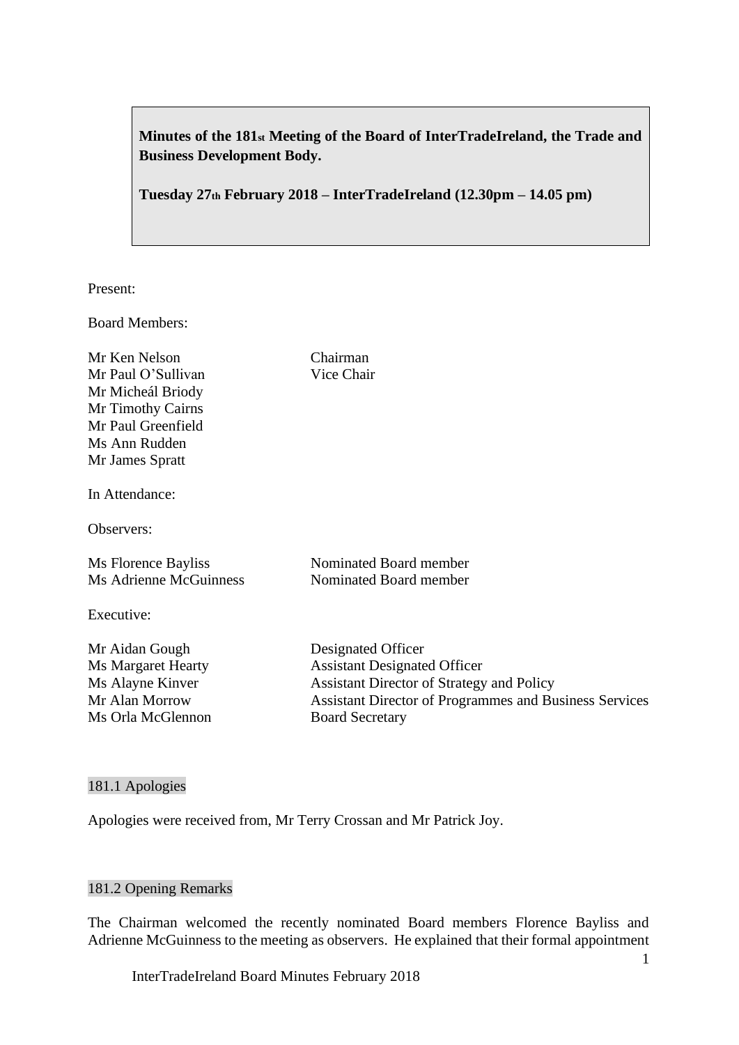**Minutes of the 181st Meeting of the Board of InterTradeIreland, the Trade and Business Development Body.**

**Tuesday 27th February 2018 – InterTradeIreland (12.30pm – 14.05 pm)**

Present:

Board Members:

| | |
|---|---|
| Mr Ken Nelson | Chairman |
| Mr Paul O'Sullivan | Vice Chair |
| Mr Micheál Briody | |
| Mr Timothy Cairns | |
| Mr Paul Greenfield | |
| Ms Ann Rudden | |
| Mr James Spratt | |

In Attendance:

Observers:

| | |
|---|---|
| Ms Florence Bayliss | Nominated Board member |
| Ms Adrienne McGuinness | Nominated Board member |

Executive:

| | |
|---|---|
| Mr Aidan Gough | Designated Officer |
| Ms Margaret Hearty | Assistant Designated Officer |
| Ms Alayne Kinver | Assistant Director of Strategy and Policy |
| Mr Alan Morrow | Assistant Director of Programmes and Business Services |
| Ms Orla McGlennon | Board Secretary |

## 181.1 Apologies

Apologies were received from, Mr Terry Crossan and Mr Patrick Joy.

## 181.2 Opening Remarks

The Chairman welcomed the recently nominated Board members Florence Bayliss and Adrienne McGuinness to the meeting as observers. He explained that their formal appointment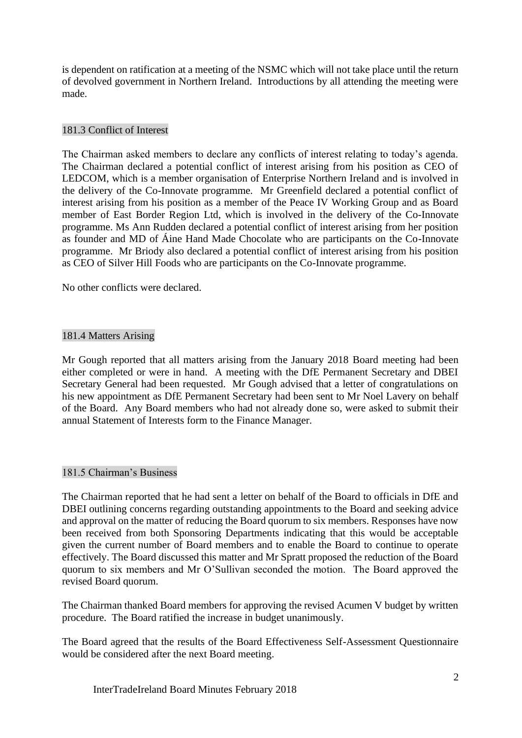is dependent on ratification at a meeting of the NSMC which will not take place until the return of devolved government in Northern Ireland. Introductions by all attending the meeting were made.

## 181.3 Conflict of Interest

The Chairman asked members to declare any conflicts of interest relating to today's agenda. The Chairman declared a potential conflict of interest arising from his position as CEO of LEDCOM, which is a member organisation of Enterprise Northern Ireland and is involved in the delivery of the Co-Innovate programme. Mr Greenfield declared a potential conflict of interest arising from his position as a member of the Peace IV Working Group and as Board member of East Border Region Ltd, which is involved in the delivery of the Co-Innovate programme. Ms Ann Rudden declared a potential conflict of interest arising from her position as founder and MD of Áine Hand Made Chocolate who are participants on the Co-Innovate programme. Mr Briody also declared a potential conflict of interest arising from his position as CEO of Silver Hill Foods who are participants on the Co-Innovate programme.

No other conflicts were declared.

## 181.4 Matters Arising

Mr Gough reported that all matters arising from the January 2018 Board meeting had been either completed or were in hand. A meeting with the DfE Permanent Secretary and DBEI Secretary General had been requested. Mr Gough advised that a letter of congratulations on his new appointment as DfE Permanent Secretary had been sent to Mr Noel Lavery on behalf of the Board. Any Board members who had not already done so, were asked to submit their annual Statement of Interests form to the Finance Manager.

## 181.5 Chairman's Business

The Chairman reported that he had sent a letter on behalf of the Board to officials in DfE and DBEI outlining concerns regarding outstanding appointments to the Board and seeking advice and approval on the matter of reducing the Board quorum to six members. Responses have now been received from both Sponsoring Departments indicating that this would be acceptable given the current number of Board members and to enable the Board to continue to operate effectively. The Board discussed this matter and Mr Spratt proposed the reduction of the Board quorum to six members and Mr O'Sullivan seconded the motion. The Board approved the revised Board quorum.

The Chairman thanked Board members for approving the revised Acumen V budget by written procedure. The Board ratified the increase in budget unanimously.

The Board agreed that the results of the Board Effectiveness Self-Assessment Questionnaire would be considered after the next Board meeting.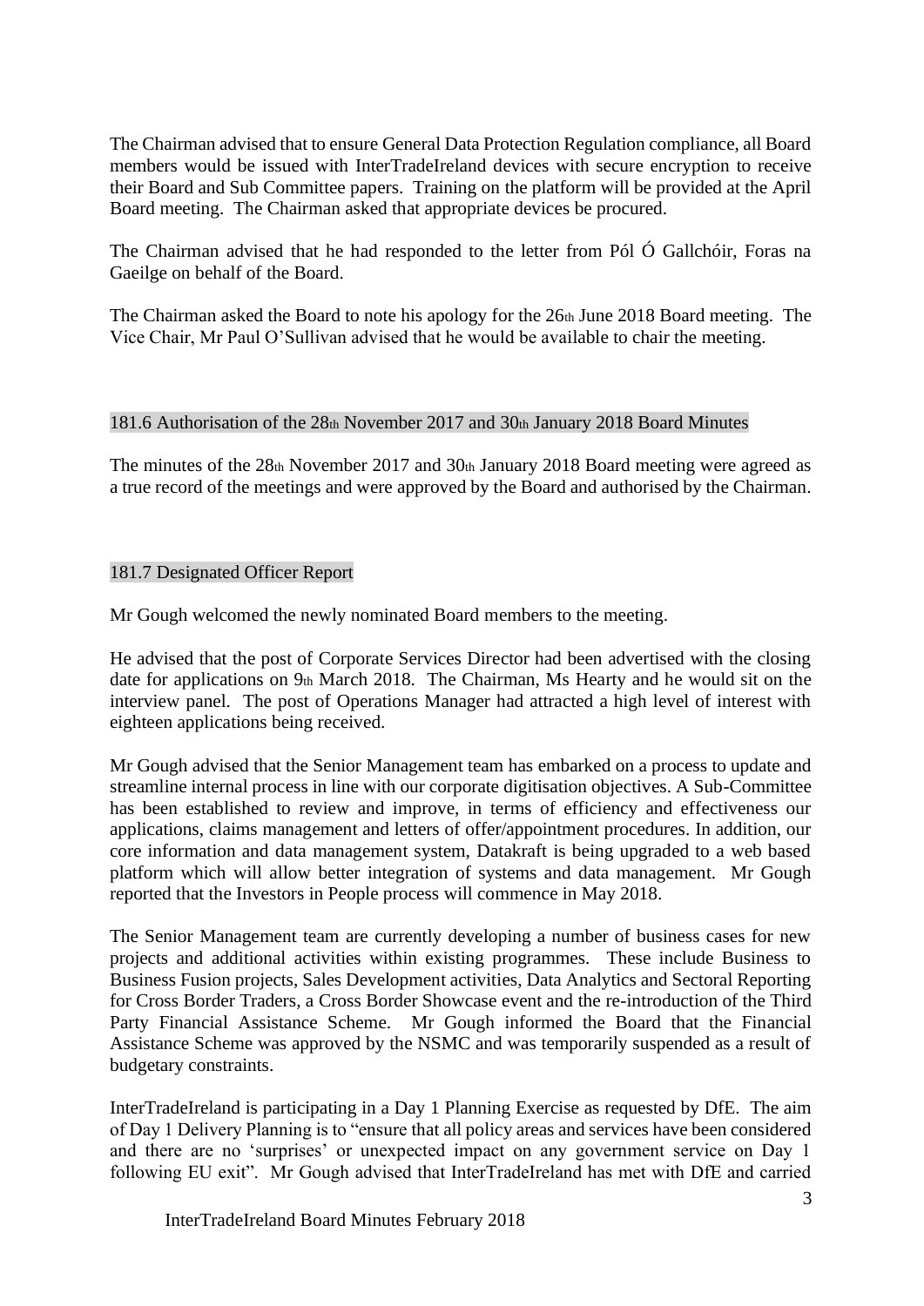The Chairman advised that to ensure General Data Protection Regulation compliance, all Board members would be issued with InterTradeIreland devices with secure encryption to receive their Board and Sub Committee papers. Training on the platform will be provided at the April Board meeting. The Chairman asked that appropriate devices be procured.

The Chairman advised that he had responded to the letter from Pól Ó Gallchóir, Foras na Gaeilge on behalf of the Board.

The Chairman asked the Board to note his apology for the 26th June 2018 Board meeting. The Vice Chair, Mr Paul O'Sullivan advised that he would be available to chair the meeting.

## 181.6 Authorisation of the 28th November 2017 and 30th January 2018 Board Minutes

The minutes of the 28th November 2017 and 30th January 2018 Board meeting were agreed as a true record of the meetings and were approved by the Board and authorised by the Chairman.

## 181.7 Designated Officer Report

Mr Gough welcomed the newly nominated Board members to the meeting.

He advised that the post of Corporate Services Director had been advertised with the closing date for applications on 9th March 2018. The Chairman, Ms Hearty and he would sit on the interview panel. The post of Operations Manager had attracted a high level of interest with eighteen applications being received.

Mr Gough advised that the Senior Management team has embarked on a process to update and streamline internal process in line with our corporate digitisation objectives. A Sub-Committee has been established to review and improve, in terms of efficiency and effectiveness our applications, claims management and letters of offer/appointment procedures. In addition, our core information and data management system, Datakraft is being upgraded to a web based platform which will allow better integration of systems and data management. Mr Gough reported that the Investors in People process will commence in May 2018.

The Senior Management team are currently developing a number of business cases for new projects and additional activities within existing programmes. These include Business to Business Fusion projects, Sales Development activities, Data Analytics and Sectoral Reporting for Cross Border Traders, a Cross Border Showcase event and the re-introduction of the Third Party Financial Assistance Scheme. Mr Gough informed the Board that the Financial Assistance Scheme was approved by the NSMC and was temporarily suspended as a result of budgetary constraints.

InterTradeIreland is participating in a Day 1 Planning Exercise as requested by DfE. The aim of Day 1 Delivery Planning is to "ensure that all policy areas and services have been considered and there are no 'surprises' or unexpected impact on any government service on Day 1 following EU exit". Mr Gough advised that InterTradeIreland has met with DfE and carried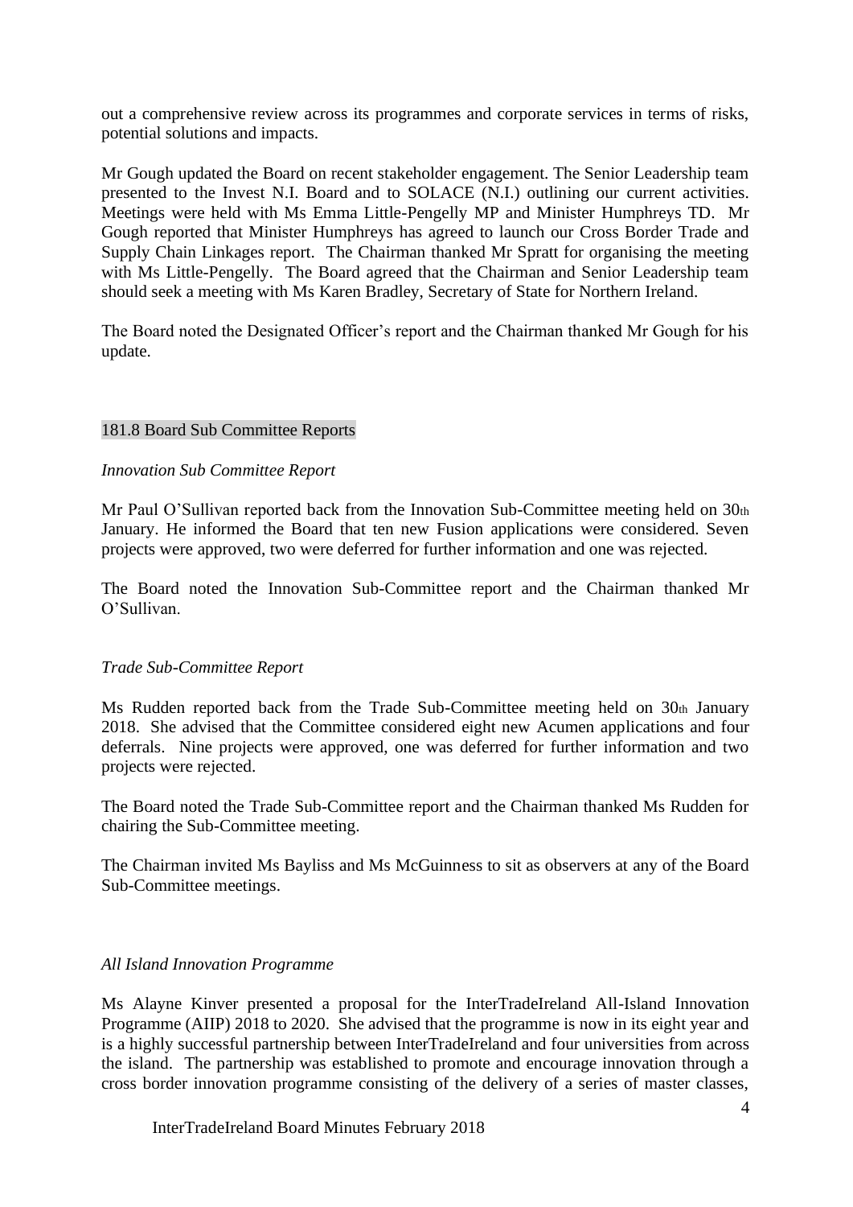out a comprehensive review across its programmes and corporate services in terms of risks, potential solutions and impacts.

Mr Gough updated the Board on recent stakeholder engagement. The Senior Leadership team presented to the Invest N.I. Board and to SOLACE (N.I.) outlining our current activities. Meetings were held with Ms Emma Little-Pengelly MP and Minister Humphreys TD. Mr Gough reported that Minister Humphreys has agreed to launch our Cross Border Trade and Supply Chain Linkages report. The Chairman thanked Mr Spratt for organising the meeting with Ms Little-Pengelly. The Board agreed that the Chairman and Senior Leadership team should seek a meeting with Ms Karen Bradley, Secretary of State for Northern Ireland.

The Board noted the Designated Officer's report and the Chairman thanked Mr Gough for his update.

## 181.8 Board Sub Committee Reports

*Innovation Sub Committee Report*

Mr Paul O'Sullivan reported back from the Innovation Sub-Committee meeting held on 30th January. He informed the Board that ten new Fusion applications were considered. Seven projects were approved, two were deferred for further information and one was rejected.

The Board noted the Innovation Sub-Committee report and the Chairman thanked Mr O'Sullivan.

*Trade Sub-Committee Report*

Ms Rudden reported back from the Trade Sub-Committee meeting held on 30th January 2018. She advised that the Committee considered eight new Acumen applications and four deferrals. Nine projects were approved, one was deferred for further information and two projects were rejected.

The Board noted the Trade Sub-Committee report and the Chairman thanked Ms Rudden for chairing the Sub-Committee meeting.

The Chairman invited Ms Bayliss and Ms McGuinness to sit as observers at any of the Board Sub-Committee meetings.

*All Island Innovation Programme*

Ms Alayne Kinver presented a proposal for the InterTradeIreland All-Island Innovation Programme (AIIP) 2018 to 2020. She advised that the programme is now in its eight year and is a highly successful partnership between InterTradeIreland and four universities from across the island. The partnership was established to promote and encourage innovation through a cross border innovation programme consisting of the delivery of a series of master classes,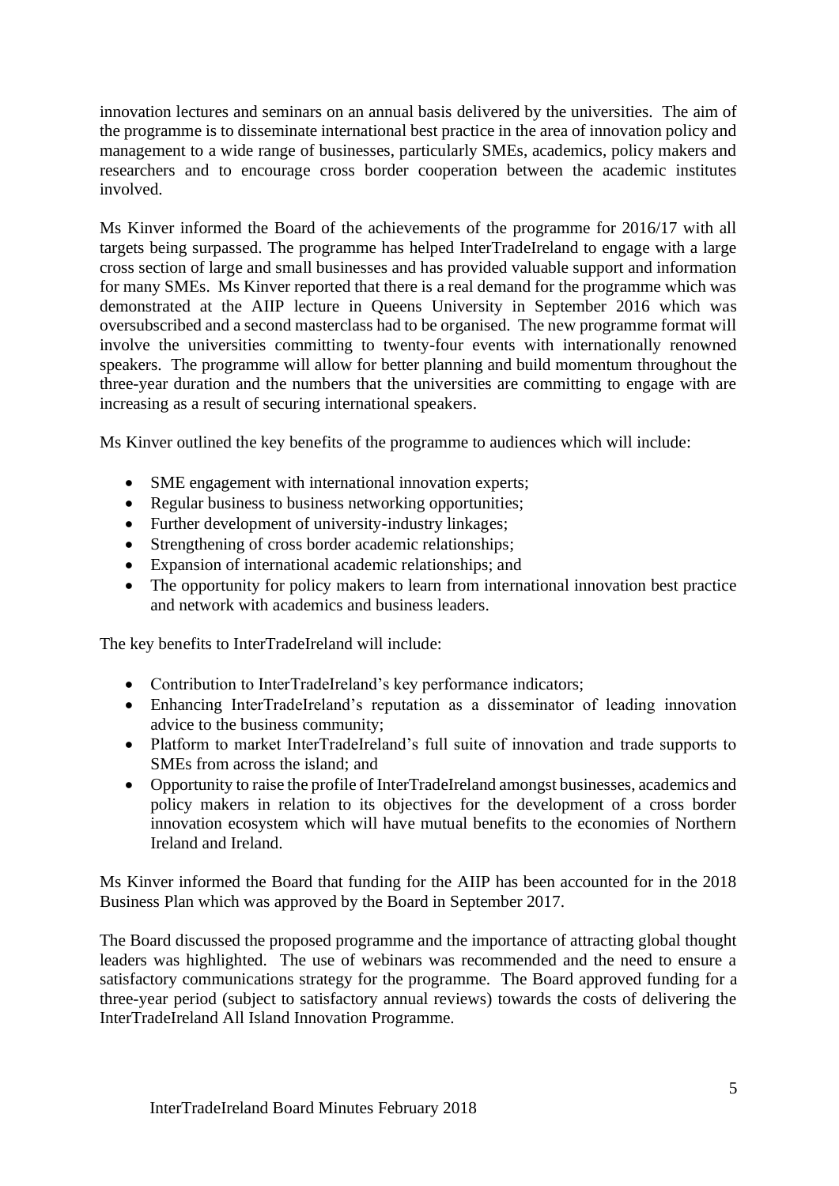innovation lectures and seminars on an annual basis delivered by the universities. The aim of the programme is to disseminate international best practice in the area of innovation policy and management to a wide range of businesses, particularly SMEs, academics, policy makers and researchers and to encourage cross border cooperation between the academic institutes involved.

Ms Kinver informed the Board of the achievements of the programme for 2016/17 with all targets being surpassed. The programme has helped InterTradeIreland to engage with a large cross section of large and small businesses and has provided valuable support and information for many SMEs. Ms Kinver reported that there is a real demand for the programme which was demonstrated at the AIIP lecture in Queens University in September 2016 which was oversubscribed and a second masterclass had to be organised. The new programme format will involve the universities committing to twenty-four events with internationally renowned speakers. The programme will allow for better planning and build momentum throughout the three-year duration and the numbers that the universities are committing to engage with are increasing as a result of securing international speakers.

Ms Kinver outlined the key benefits of the programme to audiences which will include:

- SME engagement with international innovation experts;
- Regular business to business networking opportunities;
- Further development of university-industry linkages;
- Strengthening of cross border academic relationships;
- Expansion of international academic relationships; and
- The opportunity for policy makers to learn from international innovation best practice and network with academics and business leaders.

The key benefits to InterTradeIreland will include:

- Contribution to InterTradeIreland's key performance indicators;
- Enhancing InterTradeIreland's reputation as a disseminator of leading innovation advice to the business community;
- Platform to market InterTradeIreland's full suite of innovation and trade supports to SMEs from across the island; and
- Opportunity to raise the profile of InterTradeIreland amongst businesses, academics and policy makers in relation to its objectives for the development of a cross border innovation ecosystem which will have mutual benefits to the economies of Northern Ireland and Ireland.

Ms Kinver informed the Board that funding for the AIIP has been accounted for in the 2018 Business Plan which was approved by the Board in September 2017.

The Board discussed the proposed programme and the importance of attracting global thought leaders was highlighted. The use of webinars was recommended and the need to ensure a satisfactory communications strategy for the programme. The Board approved funding for a three-year period (subject to satisfactory annual reviews) towards the costs of delivering the InterTradeIreland All Island Innovation Programme.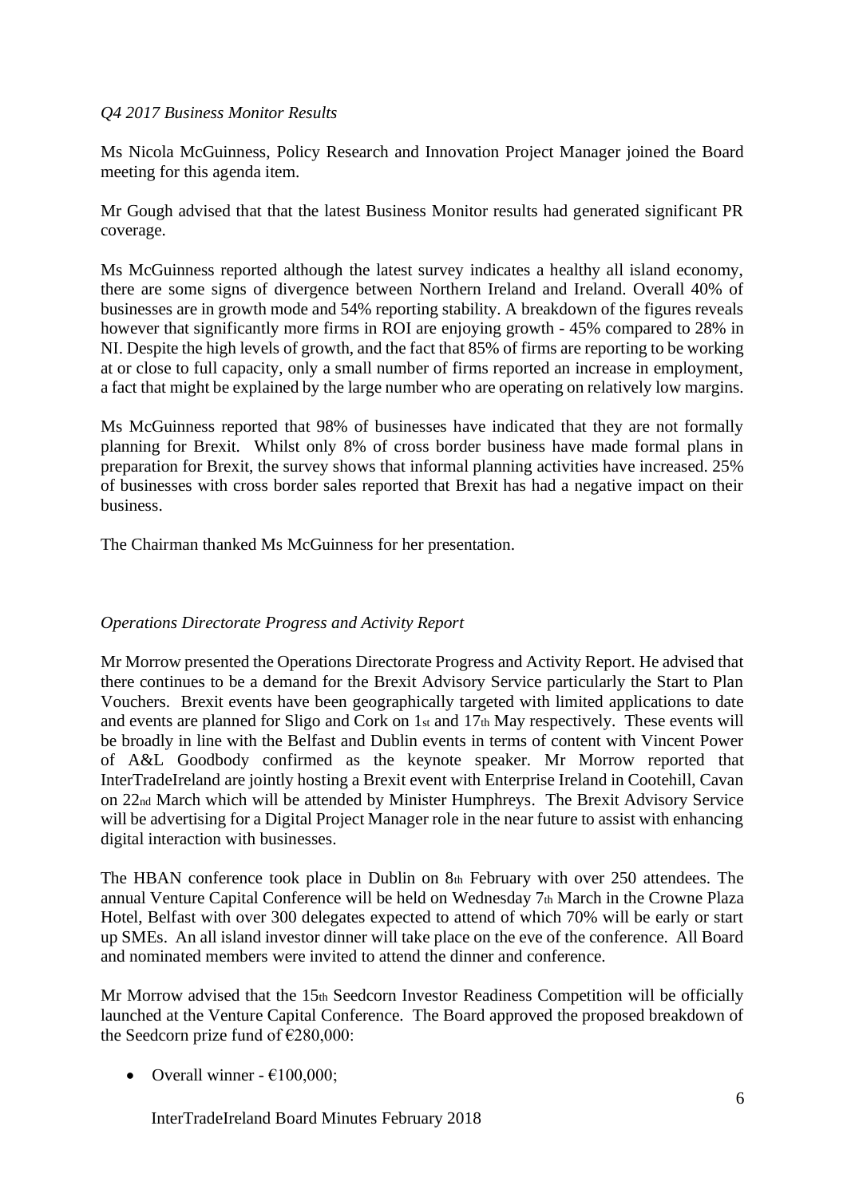*Q4 2017 Business Monitor Results*

Ms Nicola McGuinness, Policy Research and Innovation Project Manager joined the Board meeting for this agenda item.

Mr Gough advised that that the latest Business Monitor results had generated significant PR coverage.

Ms McGuinness reported although the latest survey indicates a healthy all island economy, there are some signs of divergence between Northern Ireland and Ireland. Overall 40% of businesses are in growth mode and 54% reporting stability. A breakdown of the figures reveals however that significantly more firms in ROI are enjoying growth - 45% compared to 28% in NI. Despite the high levels of growth, and the fact that 85% of firms are reporting to be working at or close to full capacity, only a small number of firms reported an increase in employment, a fact that might be explained by the large number who are operating on relatively low margins.

Ms McGuinness reported that 98% of businesses have indicated that they are not formally planning for Brexit. Whilst only 8% of cross border business have made formal plans in preparation for Brexit, the survey shows that informal planning activities have increased. 25% of businesses with cross border sales reported that Brexit has had a negative impact on their business.

The Chairman thanked Ms McGuinness for her presentation.

*Operations Directorate Progress and Activity Report*

Mr Morrow presented the Operations Directorate Progress and Activity Report. He advised that there continues to be a demand for the Brexit Advisory Service particularly the Start to Plan Vouchers. Brexit events have been geographically targeted with limited applications to date and events are planned for Sligo and Cork on 1st and 17th May respectively. These events will be broadly in line with the Belfast and Dublin events in terms of content with Vincent Power of A&L Goodbody confirmed as the keynote speaker. Mr Morrow reported that InterTradeIreland are jointly hosting a Brexit event with Enterprise Ireland in Cootehill, Cavan on 22nd March which will be attended by Minister Humphreys. The Brexit Advisory Service will be advertising for a Digital Project Manager role in the near future to assist with enhancing digital interaction with businesses.

The HBAN conference took place in Dublin on 8th February with over 250 attendees. The annual Venture Capital Conference will be held on Wednesday 7th March in the Crowne Plaza Hotel, Belfast with over 300 delegates expected to attend of which 70% will be early or start up SMEs. An all island investor dinner will take place on the eve of the conference. All Board and nominated members were invited to attend the dinner and conference.

Mr Morrow advised that the 15th Seedcorn Investor Readiness Competition will be officially launched at the Venture Capital Conference. The Board approved the proposed breakdown of the Seedcorn prize fund of €280,000:

- Overall winner - €100,000;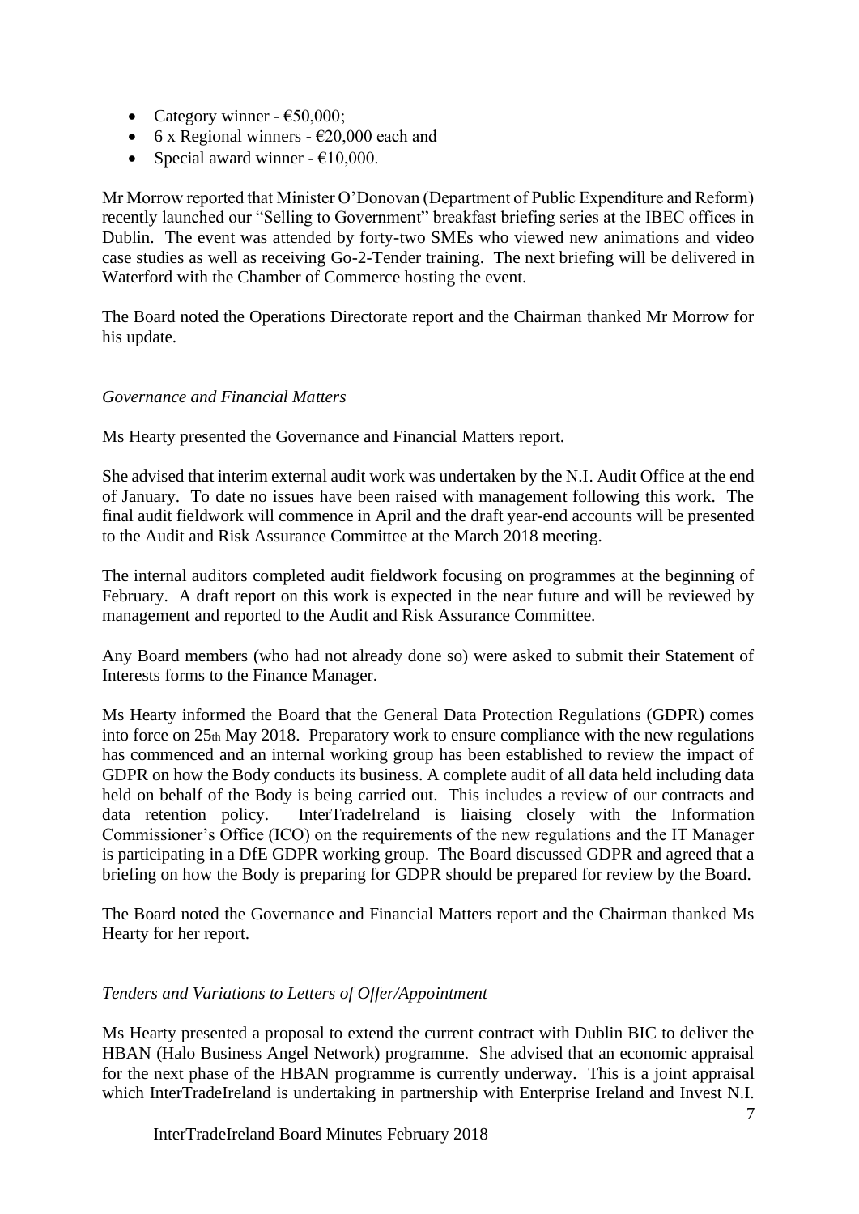- Category winner - €50,000;
- 6 x Regional winners - €20,000 each and
- Special award winner - €10,000.

Mr Morrow reported that Minister O'Donovan (Department of Public Expenditure and Reform) recently launched our "Selling to Government" breakfast briefing series at the IBEC offices in Dublin. The event was attended by forty-two SMEs who viewed new animations and video case studies as well as receiving Go-2-Tender training. The next briefing will be delivered in Waterford with the Chamber of Commerce hosting the event.

The Board noted the Operations Directorate report and the Chairman thanked Mr Morrow for his update.

*Governance and Financial Matters*

Ms Hearty presented the Governance and Financial Matters report.

She advised that interim external audit work was undertaken by the N.I. Audit Office at the end of January. To date no issues have been raised with management following this work. The final audit fieldwork will commence in April and the draft year-end accounts will be presented to the Audit and Risk Assurance Committee at the March 2018 meeting.

The internal auditors completed audit fieldwork focusing on programmes at the beginning of February. A draft report on this work is expected in the near future and will be reviewed by management and reported to the Audit and Risk Assurance Committee.

Any Board members (who had not already done so) were asked to submit their Statement of Interests forms to the Finance Manager.

Ms Hearty informed the Board that the General Data Protection Regulations (GDPR) comes into force on 25th May 2018. Preparatory work to ensure compliance with the new regulations has commenced and an internal working group has been established to review the impact of GDPR on how the Body conducts its business. A complete audit of all data held including data held on behalf of the Body is being carried out. This includes a review of our contracts and data retention policy. InterTradeIreland is liaising closely with the Information Commissioner's Office (ICO) on the requirements of the new regulations and the IT Manager is participating in a DfE GDPR working group. The Board discussed GDPR and agreed that a briefing on how the Body is preparing for GDPR should be prepared for review by the Board.

The Board noted the Governance and Financial Matters report and the Chairman thanked Ms Hearty for her report.

*Tenders and Variations to Letters of Offer/Appointment*

Ms Hearty presented a proposal to extend the current contract with Dublin BIC to deliver the HBAN (Halo Business Angel Network) programme. She advised that an economic appraisal for the next phase of the HBAN programme is currently underway. This is a joint appraisal which InterTradeIreland is undertaking in partnership with Enterprise Ireland and Invest N.I.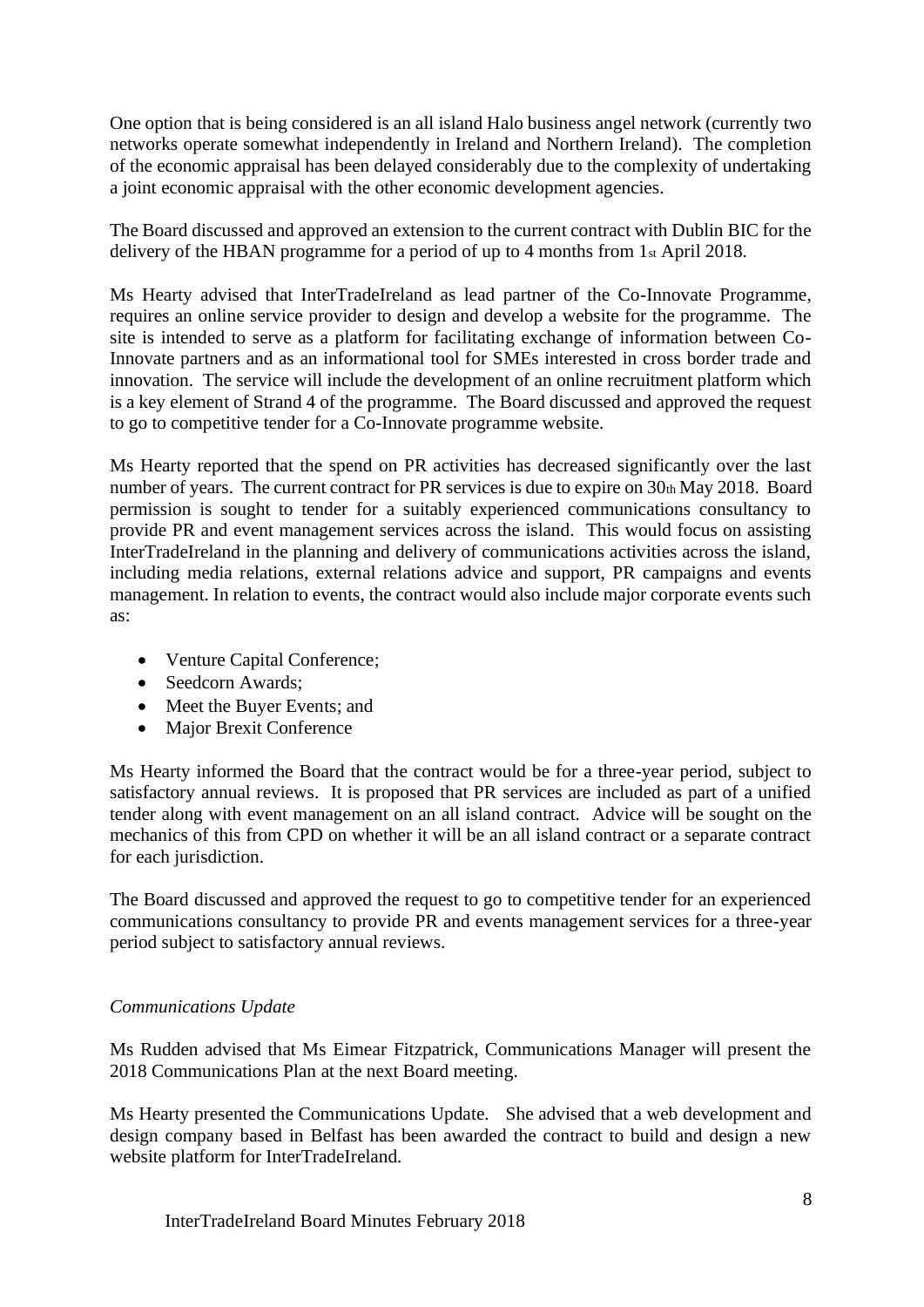One option that is being considered is an all island Halo business angel network (currently two networks operate somewhat independently in Ireland and Northern Ireland). The completion of the economic appraisal has been delayed considerably due to the complexity of undertaking a joint economic appraisal with the other economic development agencies.

The Board discussed and approved an extension to the current contract with Dublin BIC for the delivery of the HBAN programme for a period of up to 4 months from 1st April 2018.

Ms Hearty advised that InterTradeIreland as lead partner of the Co-Innovate Programme, requires an online service provider to design and develop a website for the programme. The site is intended to serve as a platform for facilitating exchange of information between Co-Innovate partners and as an informational tool for SMEs interested in cross border trade and innovation. The service will include the development of an online recruitment platform which is a key element of Strand 4 of the programme. The Board discussed and approved the request to go to competitive tender for a Co-Innovate programme website.

Ms Hearty reported that the spend on PR activities has decreased significantly over the last number of years. The current contract for PR services is due to expire on 30th May 2018. Board permission is sought to tender for a suitably experienced communications consultancy to provide PR and event management services across the island. This would focus on assisting InterTradeIreland in the planning and delivery of communications activities across the island, including media relations, external relations advice and support, PR campaigns and events management. In relation to events, the contract would also include major corporate events such as:

- Venture Capital Conference;
- Seedcorn Awards;
- Meet the Buyer Events; and
- Major Brexit Conference

Ms Hearty informed the Board that the contract would be for a three-year period, subject to satisfactory annual reviews. It is proposed that PR services are included as part of a unified tender along with event management on an all island contract. Advice will be sought on the mechanics of this from CPD on whether it will be an all island contract or a separate contract for each jurisdiction.

The Board discussed and approved the request to go to competitive tender for an experienced communications consultancy to provide PR and events management services for a three-year period subject to satisfactory annual reviews.

*Communications Update*

Ms Rudden advised that Ms Eimear Fitzpatrick, Communications Manager will present the 2018 Communications Plan at the next Board meeting.

Ms Hearty presented the Communications Update. She advised that a web development and design company based in Belfast has been awarded the contract to build and design a new website platform for InterTradeIreland.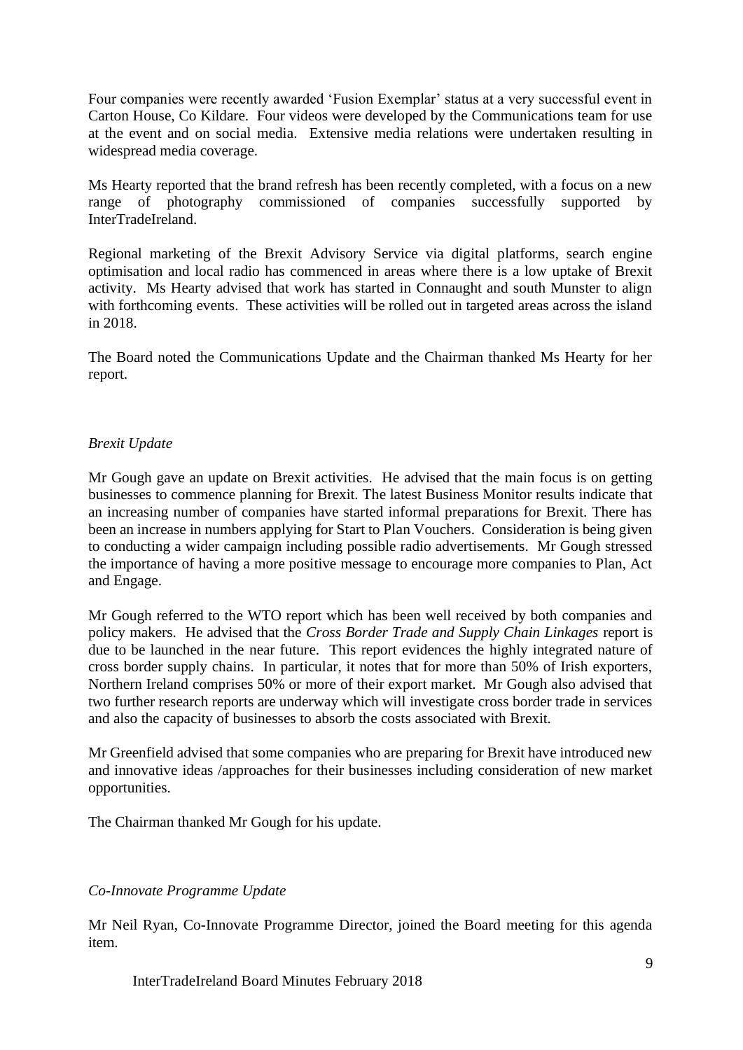Four companies were recently awarded 'Fusion Exemplar' status at a very successful event in Carton House, Co Kildare. Four videos were developed by the Communications team for use at the event and on social media. Extensive media relations were undertaken resulting in widespread media coverage.

Ms Hearty reported that the brand refresh has been recently completed, with a focus on a new range of photography commissioned of companies successfully supported by InterTradeIreland.

Regional marketing of the Brexit Advisory Service via digital platforms, search engine optimisation and local radio has commenced in areas where there is a low uptake of Brexit activity. Ms Hearty advised that work has started in Connaught and south Munster to align with forthcoming events. These activities will be rolled out in targeted areas across the island in 2018.

The Board noted the Communications Update and the Chairman thanked Ms Hearty for her report.

*Brexit Update*

Mr Gough gave an update on Brexit activities. He advised that the main focus is on getting businesses to commence planning for Brexit. The latest Business Monitor results indicate that an increasing number of companies have started informal preparations for Brexit. There has been an increase in numbers applying for Start to Plan Vouchers. Consideration is being given to conducting a wider campaign including possible radio advertisements. Mr Gough stressed the importance of having a more positive message to encourage more companies to Plan, Act and Engage.

Mr Gough referred to the WTO report which has been well received by both companies and policy makers. He advised that the *Cross Border Trade and Supply Chain Linkages* report is due to be launched in the near future. This report evidences the highly integrated nature of cross border supply chains. In particular, it notes that for more than 50% of Irish exporters, Northern Ireland comprises 50% or more of their export market. Mr Gough also advised that two further research reports are underway which will investigate cross border trade in services and also the capacity of businesses to absorb the costs associated with Brexit.

Mr Greenfield advised that some companies who are preparing for Brexit have introduced new and innovative ideas /approaches for their businesses including consideration of new market opportunities.

The Chairman thanked Mr Gough for his update.

*Co-Innovate Programme Update*

Mr Neil Ryan, Co-Innovate Programme Director, joined the Board meeting for this agenda item.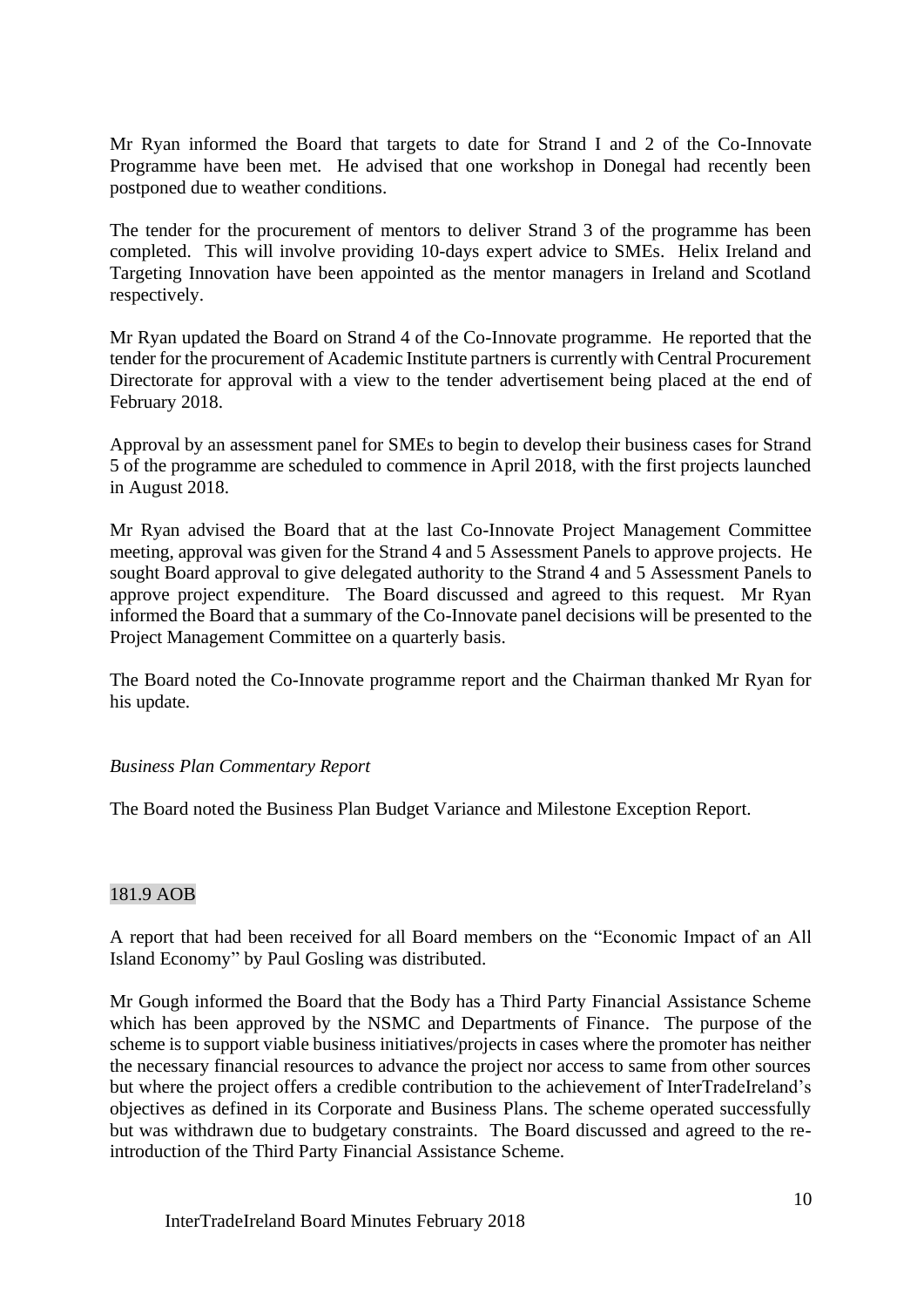Mr Ryan informed the Board that targets to date for Strand I and 2 of the Co-Innovate Programme have been met. He advised that one workshop in Donegal had recently been postponed due to weather conditions.

The tender for the procurement of mentors to deliver Strand 3 of the programme has been completed. This will involve providing 10-days expert advice to SMEs. Helix Ireland and Targeting Innovation have been appointed as the mentor managers in Ireland and Scotland respectively.

Mr Ryan updated the Board on Strand 4 of the Co-Innovate programme. He reported that the tender for the procurement of Academic Institute partners is currently with Central Procurement Directorate for approval with a view to the tender advertisement being placed at the end of February 2018.

Approval by an assessment panel for SMEs to begin to develop their business cases for Strand 5 of the programme are scheduled to commence in April 2018, with the first projects launched in August 2018.

Mr Ryan advised the Board that at the last Co-Innovate Project Management Committee meeting, approval was given for the Strand 4 and 5 Assessment Panels to approve projects. He sought Board approval to give delegated authority to the Strand 4 and 5 Assessment Panels to approve project expenditure. The Board discussed and agreed to this request. Mr Ryan informed the Board that a summary of the Co-Innovate panel decisions will be presented to the Project Management Committee on a quarterly basis.

The Board noted the Co-Innovate programme report and the Chairman thanked Mr Ryan for his update.

*Business Plan Commentary Report*

The Board noted the Business Plan Budget Variance and Milestone Exception Report.

## 181.9 AOB

A report that had been received for all Board members on the "Economic Impact of an All Island Economy" by Paul Gosling was distributed.

Mr Gough informed the Board that the Body has a Third Party Financial Assistance Scheme which has been approved by the NSMC and Departments of Finance. The purpose of the scheme is to support viable business initiatives/projects in cases where the promoter has neither the necessary financial resources to advance the project nor access to same from other sources but where the project offers a credible contribution to the achievement of InterTradeIreland's objectives as defined in its Corporate and Business Plans. The scheme operated successfully but was withdrawn due to budgetary constraints. The Board discussed and agreed to the re-introduction of the Third Party Financial Assistance Scheme.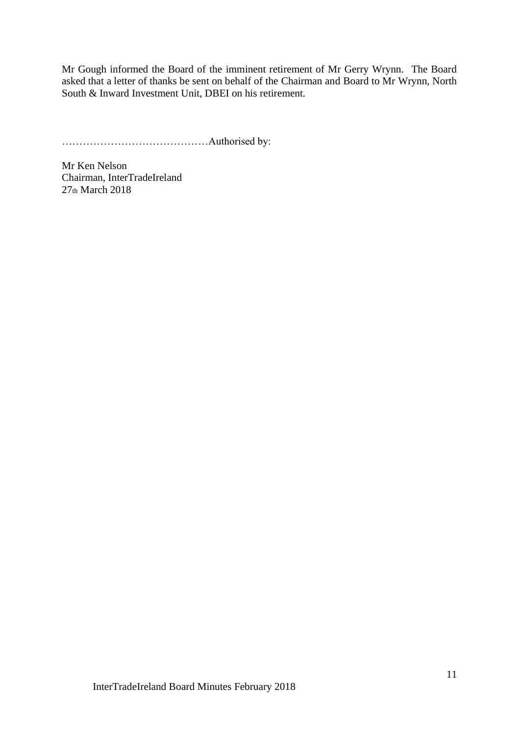Mr Gough informed the Board of the imminent retirement of Mr Gerry Wrynn. The Board asked that a letter of thanks be sent on behalf of the Chairman and Board to Mr Wrynn, North South & Inward Investment Unit, DBEI on his retirement.

……………………………………Authorised by:

Mr Ken Nelson
Chairman, InterTradeIreland
27th March 2018